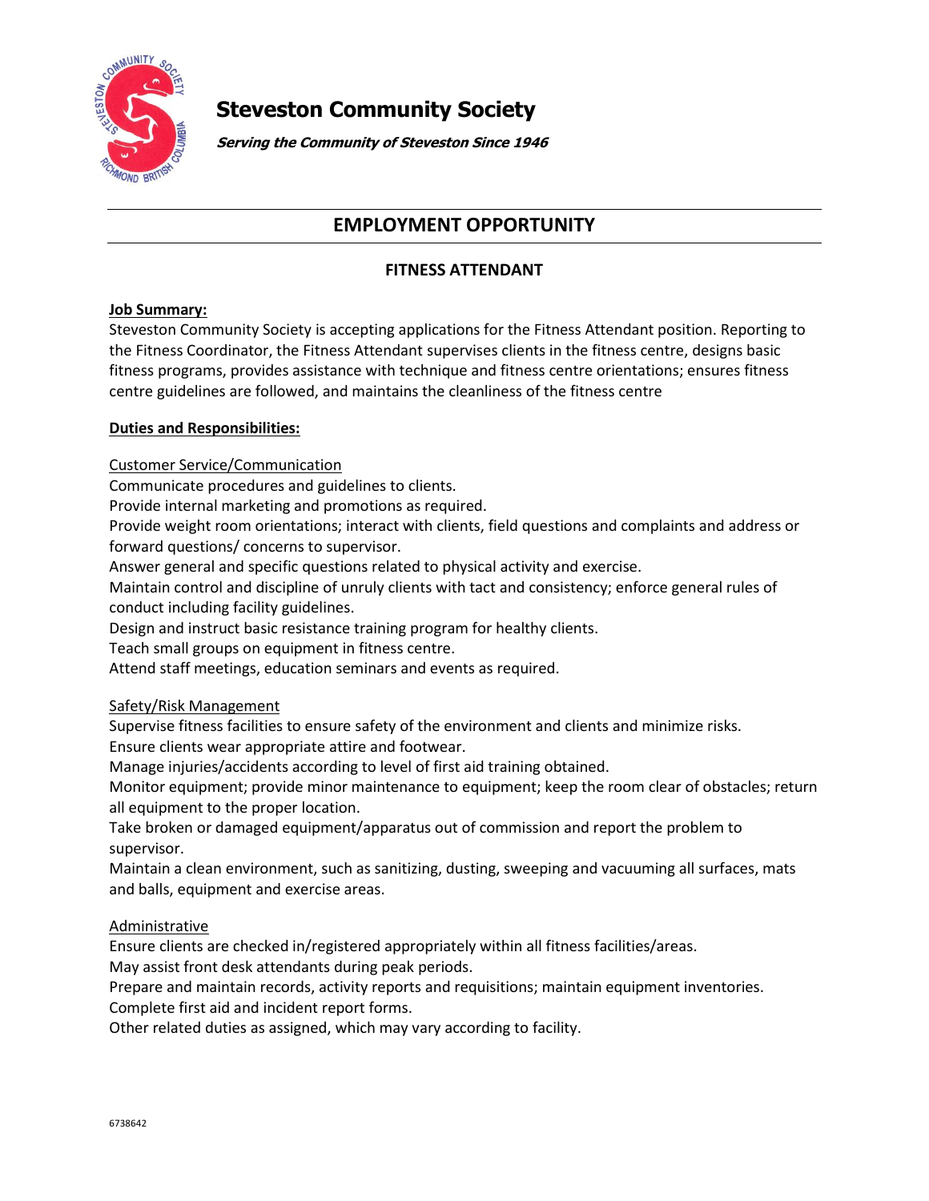# Steveston Community Society

***Serving the Community of Steveston Since 1946***

## EMPLOYMENT OPPORTUNITY

### FITNESS ATTENDANT

**Job Summary:**

Steveston Community Society is accepting applications for the Fitness Attendant position. Reporting to the Fitness Coordinator, the Fitness Attendant supervises clients in the fitness centre, designs basic fitness programs, provides assistance with technique and fitness centre orientations; ensures fitness centre guidelines are followed, and maintains the cleanliness of the fitness centre

**Duties and Responsibilities:**

Customer Service/Communication

Communicate procedures and guidelines to clients.
Provide internal marketing and promotions as required.
Provide weight room orientations; interact with clients, field questions and complaints and address or forward questions/ concerns to supervisor.
Answer general and specific questions related to physical activity and exercise.
Maintain control and discipline of unruly clients with tact and consistency; enforce general rules of conduct including facility guidelines.
Design and instruct basic resistance training program for healthy clients.
Teach small groups on equipment in fitness centre.
Attend staff meetings, education seminars and events as required.

Safety/Risk Management

Supervise fitness facilities to ensure safety of the environment and clients and minimize risks.
Ensure clients wear appropriate attire and footwear.
Manage injuries/accidents according to level of first aid training obtained.
Monitor equipment; provide minor maintenance to equipment; keep the room clear of obstacles; return all equipment to the proper location.
Take broken or damaged equipment/apparatus out of commission and report the problem to supervisor.
Maintain a clean environment, such as sanitizing, dusting, sweeping and vacuuming all surfaces, mats and balls, equipment and exercise areas.

Administrative

Ensure clients are checked in/registered appropriately within all fitness facilities/areas.
May assist front desk attendants during peak periods.
Prepare and maintain records, activity reports and requisitions; maintain equipment inventories.
Complete first aid and incident report forms.
Other related duties as assigned, which may vary according to facility.

6738642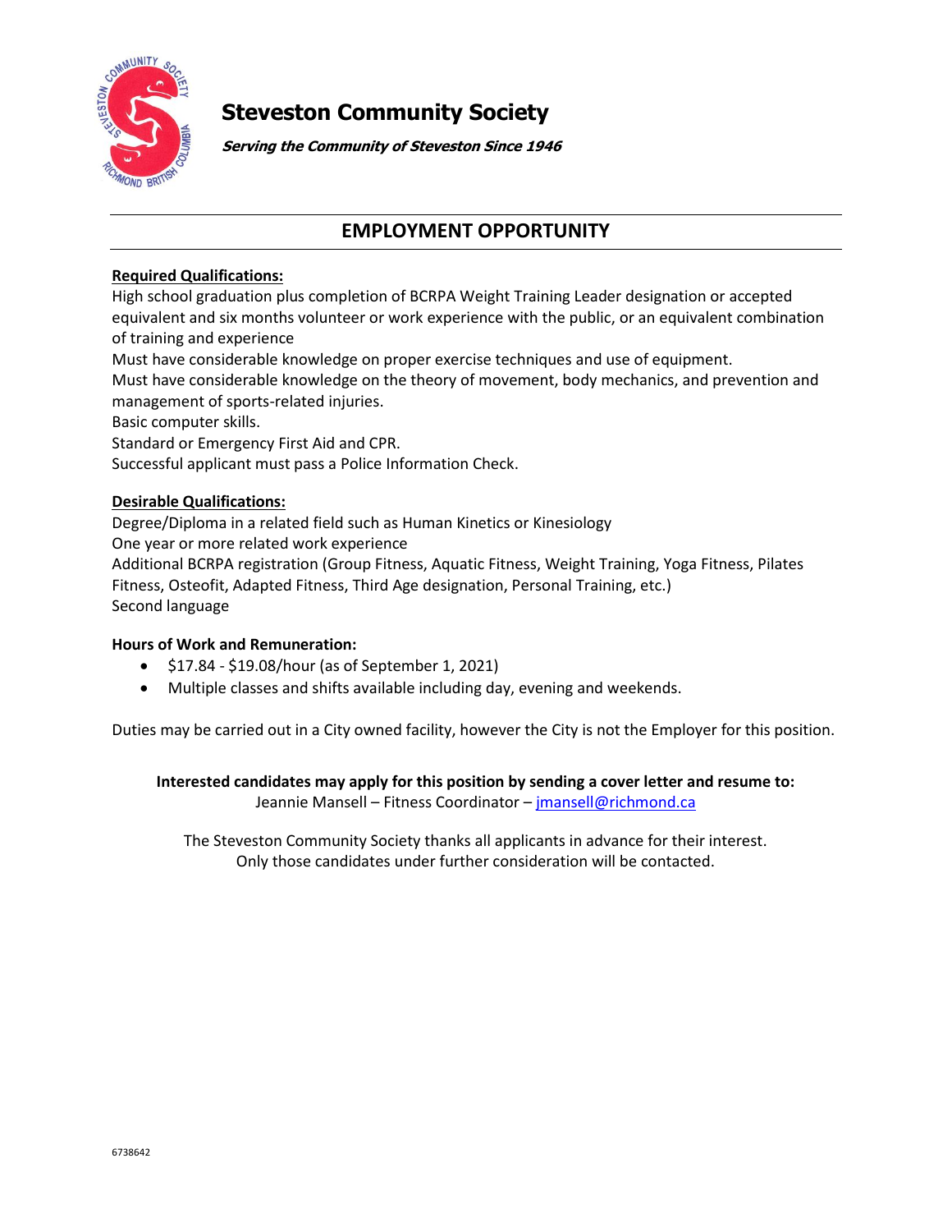# Steveston Community Society

***Serving the Community of Steveston Since 1946***

## EMPLOYMENT OPPORTUNITY

**Required Qualifications:**

High school graduation plus completion of BCRPA Weight Training Leader designation or accepted equivalent and six months volunteer or work experience with the public, or an equivalent combination of training and experience

Must have considerable knowledge on proper exercise techniques and use of equipment.

Must have considerable knowledge on the theory of movement, body mechanics, and prevention and management of sports-related injuries.

Basic computer skills.

Standard or Emergency First Aid and CPR.

Successful applicant must pass a Police Information Check.

**Desirable Qualifications:**

Degree/Diploma in a related field such as Human Kinetics or Kinesiology

One year or more related work experience

Additional BCRPA registration (Group Fitness, Aquatic Fitness, Weight Training, Yoga Fitness, Pilates Fitness, Osteofit, Adapted Fitness, Third Age designation, Personal Training, etc.)

Second language

**Hours of Work and Remuneration:**

- $17.84 - $19.08/hour (as of September 1, 2021)
- Multiple classes and shifts available including day, evening and weekends.

Duties may be carried out in a City owned facility, however the City is not the Employer for this position.

**Interested candidates may apply for this position by sending a cover letter and resume to:**
Jeannie Mansell – Fitness Coordinator – jmansell@richmond.ca

The Steveston Community Society thanks all applicants in advance for their interest.
Only those candidates under further consideration will be contacted.

6738642